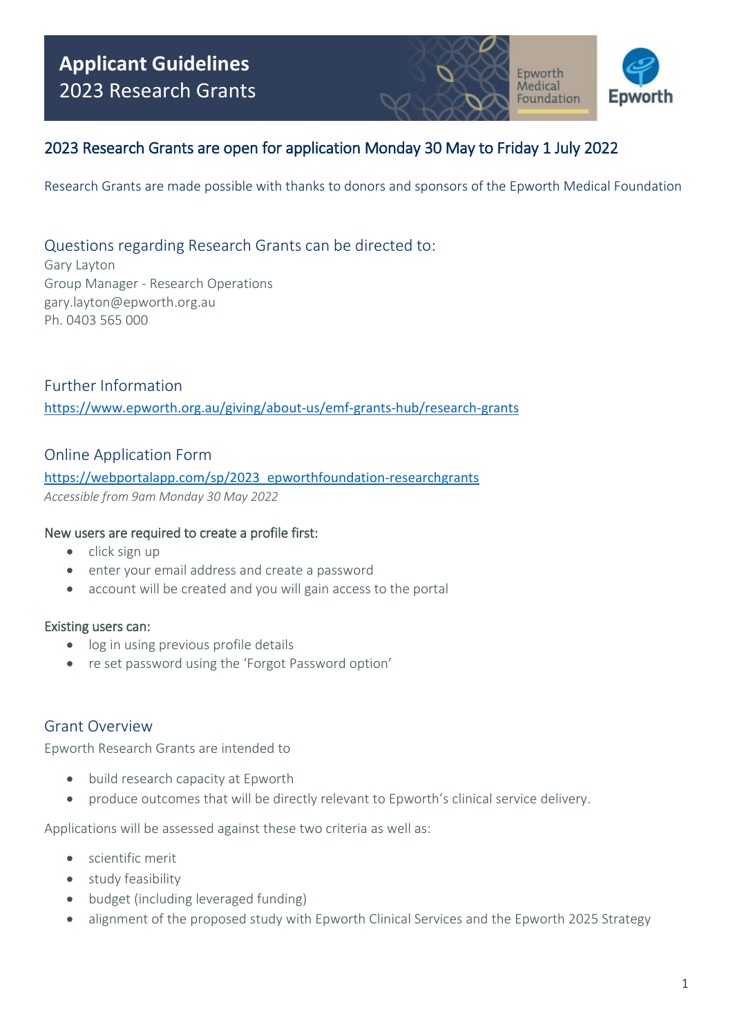# Applicant Guidelines
## 2023 Research Grants

Epworth Medical Foundation

Epworth

2023 Research Grants are open for application Monday 30 May to Friday 1 July 2022

Research Grants are made possible with thanks to donors and sponsors of the Epworth Medical Foundation

## Questions regarding Research Grants can be directed to:

Gary Layton
Group Manager - Research Operations
gary.layton@epworth.org.au
Ph. 0403 565 000

## Further Information

https://www.epworth.org.au/giving/about-us/emf-grants-hub/research-grants

## Online Application Form

https://webportalapp.com/sp/2023_epworthfoundation-researchgrants

*Accessible from 9am Monday 30 May 2022*

New users are required to create a profile first:

- click sign up
- enter your email address and create a password
- account will be created and you will gain access to the portal

Existing users can:

- log in using previous profile details
- re set password using the 'Forgot Password option'

## Grant Overview

Epworth Research Grants are intended to

- build research capacity at Epworth
- produce outcomes that will be directly relevant to Epworth's clinical service delivery.

Applications will be assessed against these two criteria as well as:

- scientific merit
- study feasibility
- budget (including leveraged funding)
- alignment of the proposed study with Epworth Clinical Services and the Epworth 2025 Strategy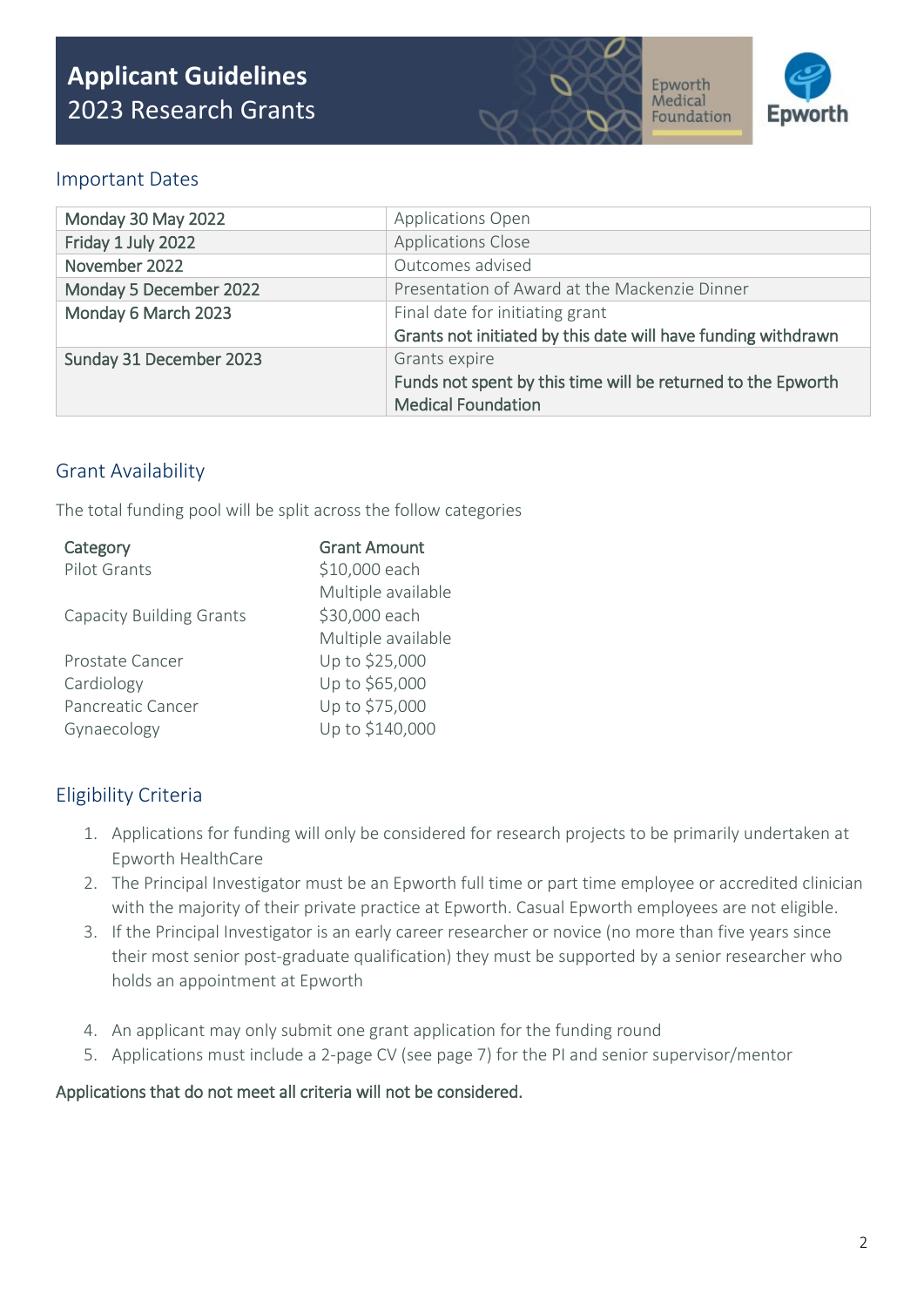# Applicant Guidelines
## 2023 Research Grants

### Important Dates

| | |
|---|---|
| Monday 30 May 2022 | Applications Open |
| Friday 1 July 2022 | Applications Close |
| November 2022 | Outcomes advised |
| Monday 5 December 2022 | Presentation of Award at the Mackenzie Dinner |
| Monday 6 March 2023 | Final date for initiating grant<br>**Grants not initiated by this date will have funding withdrawn** |
| Sunday 31 December 2023 | Grants expire<br>**Funds not spent by this time will be returned to the Epworth Medical Foundation** |

### Grant Availability

The total funding pool will be split across the follow categories

| Category | Grant Amount |
|---|---|
| Pilot Grants | $10,000 each<br>Multiple available |
| Capacity Building Grants | $30,000 each<br>Multiple available |
| Prostate Cancer | Up to $25,000 |
| Cardiology | Up to $65,000 |
| Pancreatic Cancer | Up to $75,000 |
| Gynaecology | Up to $140,000 |

### Eligibility Criteria

1. Applications for funding will only be considered for research projects to be primarily undertaken at Epworth HealthCare
2. The Principal Investigator must be an Epworth full time or part time employee or accredited clinician with the majority of their private practice at Epworth. Casual Epworth employees are not eligible.
3. If the Principal Investigator is an early career researcher or novice (no more than five years since their most senior post-graduate qualification) they must be supported by a senior researcher who holds an appointment at Epworth
4. An applicant may only submit one grant application for the funding round
5. Applications must include a 2-page CV (see page 7) for the PI and senior supervisor/mentor

**Applications that do not meet all criteria will not be considered.**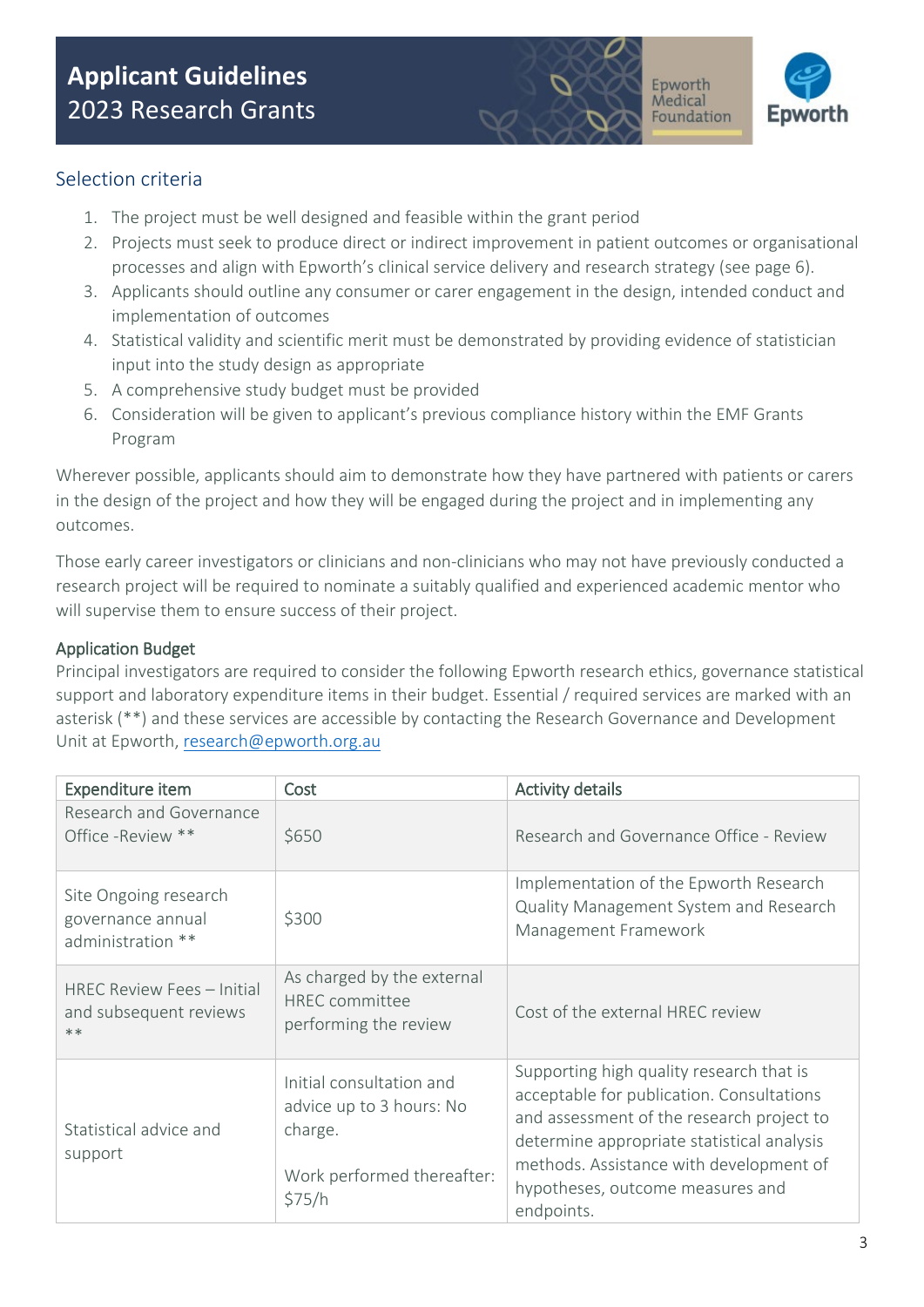## Selection criteria

1. The project must be well designed and feasible within the grant period
2. Projects must seek to produce direct or indirect improvement in patient outcomes or organisational processes and align with Epworth's clinical service delivery and research strategy (see page 6).
3. Applicants should outline any consumer or carer engagement in the design, intended conduct and implementation of outcomes
4. Statistical validity and scientific merit must be demonstrated by providing evidence of statistician input into the study design as appropriate
5. A comprehensive study budget must be provided
6. Consideration will be given to applicant's previous compliance history within the EMF Grants Program

Wherever possible, applicants should aim to demonstrate how they have partnered with patients or carers in the design of the project and how they will be engaged during the project and in implementing any outcomes.

Those early career investigators or clinicians and non-clinicians who may not have previously conducted a research project will be required to nominate a suitably qualified and experienced academic mentor who will supervise them to ensure success of their project.

### Application Budget

Principal investigators are required to consider the following Epworth research ethics, governance statistical support and laboratory expenditure items in their budget. Essential / required services are marked with an asterisk (**) and these services are accessible by contacting the Research Governance and Development Unit at Epworth, research@epworth.org.au

| Expenditure item | Cost | Activity details |
|---|---|---|
| Research and Governance Office -Review ** | $650 | Research and Governance Office - Review |
| Site Ongoing research governance annual administration ** | $300 | Implementation of the Epworth Research Quality Management System and Research Management Framework |
| HREC Review Fees – Initial and subsequent reviews ** | As charged by the external HREC committee performing the review | Cost of the external HREC review |
| Statistical advice and support | Initial consultation and advice up to 3 hours: No charge.<br><br>Work performed thereafter: $75/h | Supporting high quality research that is acceptable for publication. Consultations and assessment of the research project to determine appropriate statistical analysis methods. Assistance with development of hypotheses, outcome measures and endpoints. |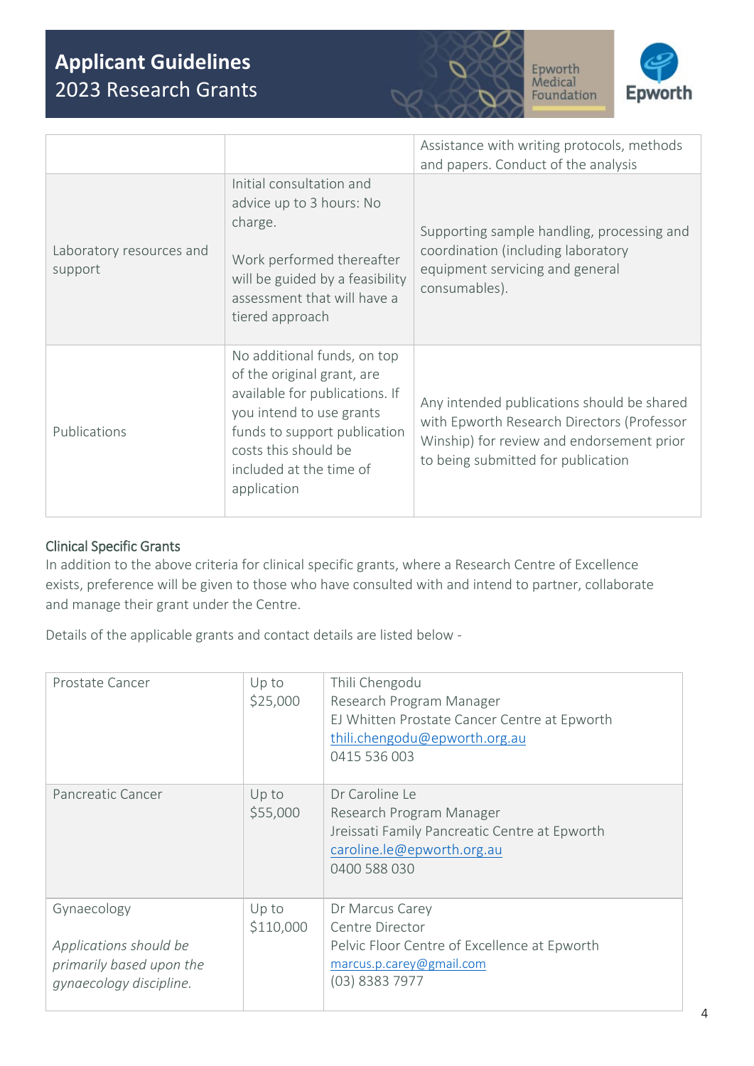|  |  | Assistance with writing protocols, methods and papers. Conduct of the analysis |
|---|---|---|
| Laboratory resources and support | Initial consultation and advice up to 3 hours: No charge.<br><br>Work performed thereafter will be guided by a feasibility assessment that will have a tiered approach | Supporting sample handling, processing and coordination (including laboratory equipment servicing and general consumables). |
| Publications | No additional funds, on top of the original grant, are available for publications. If you intend to use grants funds to support publication costs this should be included at the time of application | Any intended publications should be shared with Epworth Research Directors (Professor Winship) for review and endorsement prior to being submitted for publication |

### Clinical Specific Grants

In addition to the above criteria for clinical specific grants, where a Research Centre of Excellence exists, preference will be given to those who have consulted with and intend to partner, collaborate and manage their grant under the Centre.

Details of the applicable grants and contact details are listed below -

| Prostate Cancer | Up to $25,000 | Thili Chengodu<br>Research Program Manager<br>EJ Whitten Prostate Cancer Centre at Epworth<br>thili.chengodu@epworth.org.au<br>0415 536 003 |
|---|---|---|
| Pancreatic Cancer | Up to $55,000 | Dr Caroline Le<br>Research Program Manager<br>Jreissati Family Pancreatic Centre at Epworth<br>caroline.le@epworth.org.au<br>0400 588 030 |
| Gynaecology<br><br>*Applications should be primarily based upon the gynaecology discipline.* | Up to $110,000 | Dr Marcus Carey<br>Centre Director<br>Pelvic Floor Centre of Excellence at Epworth<br>marcus.p.carey@gmail.com<br>(03) 8383 7977 |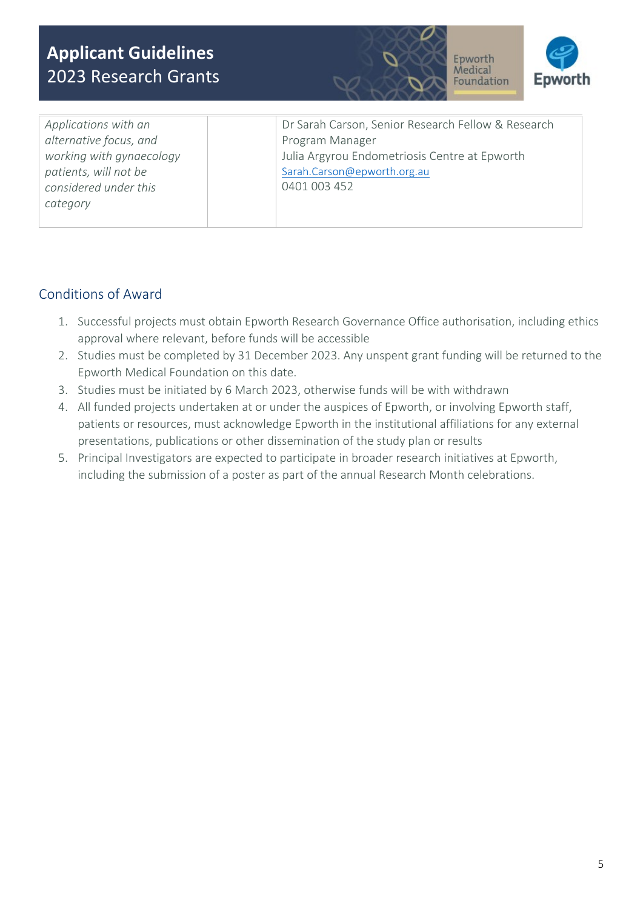| | | |
|---|---|---|
| *Applications with an alternative focus, and working with gynaecology patients, will not be considered under this category* | | Dr Sarah Carson, Senior Research Fellow & Research Program Manager<br>Julia Argyrou Endometriosis Centre at Epworth<br>Sarah.Carson@epworth.org.au<br>0401 003 452 |

## Conditions of Award

1. Successful projects must obtain Epworth Research Governance Office authorisation, including ethics approval where relevant, before funds will be accessible
2. Studies must be completed by 31 December 2023. Any unspent grant funding will be returned to the Epworth Medical Foundation on this date.
3. Studies must be initiated by 6 March 2023, otherwise funds will be with withdrawn
4. All funded projects undertaken at or under the auspices of Epworth, or involving Epworth staff, patients or resources, must acknowledge Epworth in the institutional affiliations for any external presentations, publications or other dissemination of the study plan or results
5. Principal Investigators are expected to participate in broader research initiatives at Epworth, including the submission of a poster as part of the annual Research Month celebrations.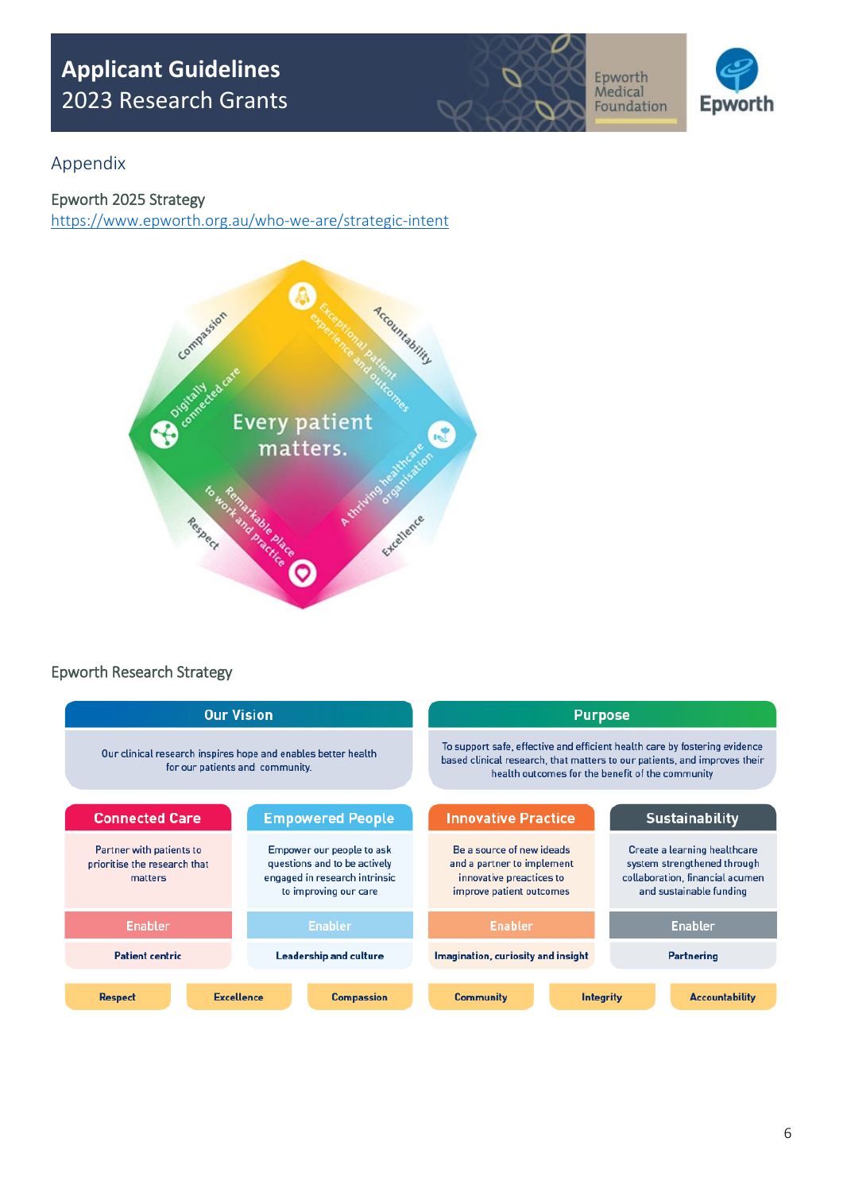## Appendix

### Epworth 2025 Strategy

https://www.epworth.org.au/who-we-are/strategic-intent

Every patient matters.

Exceptional patient experience and outcomes

A thriving healthcare organisation

Remarkable place to work and practice

Digitally connected care

Compassion

Accountability

Excellence

Respect

### Epworth Research Strategy

| Our Vision | Purpose |
|---|---|
| Our clinical research inspires hope and enables better health for our patients and community. | To support safe, effective and efficient health care by fostering evidence based clinical research, that matters to our patients, and improves their health outcomes for the benefit of the community |

| Connected Care | Empowered People | Innovative Practice | Sustainability |
|---|---|---|---|
| Partner with patients to prioritise the research that matters | Empower our people to ask questions and to be actively engaged in research intrinsic to improving our care | Be a source of new ideads and a partner to implement innovative preactices to improve patient outcomes | Create a learning healthcare system strengthened through collaboration, financial acumen and sustainable funding |
| Enabler | Enabler | Enabler | Enabler |
| Patient centric | Leadership and culture | Imagination, curiosity and insight | Partnering |

Respect | Excellence | Compassion | Community | Integrity | Accountability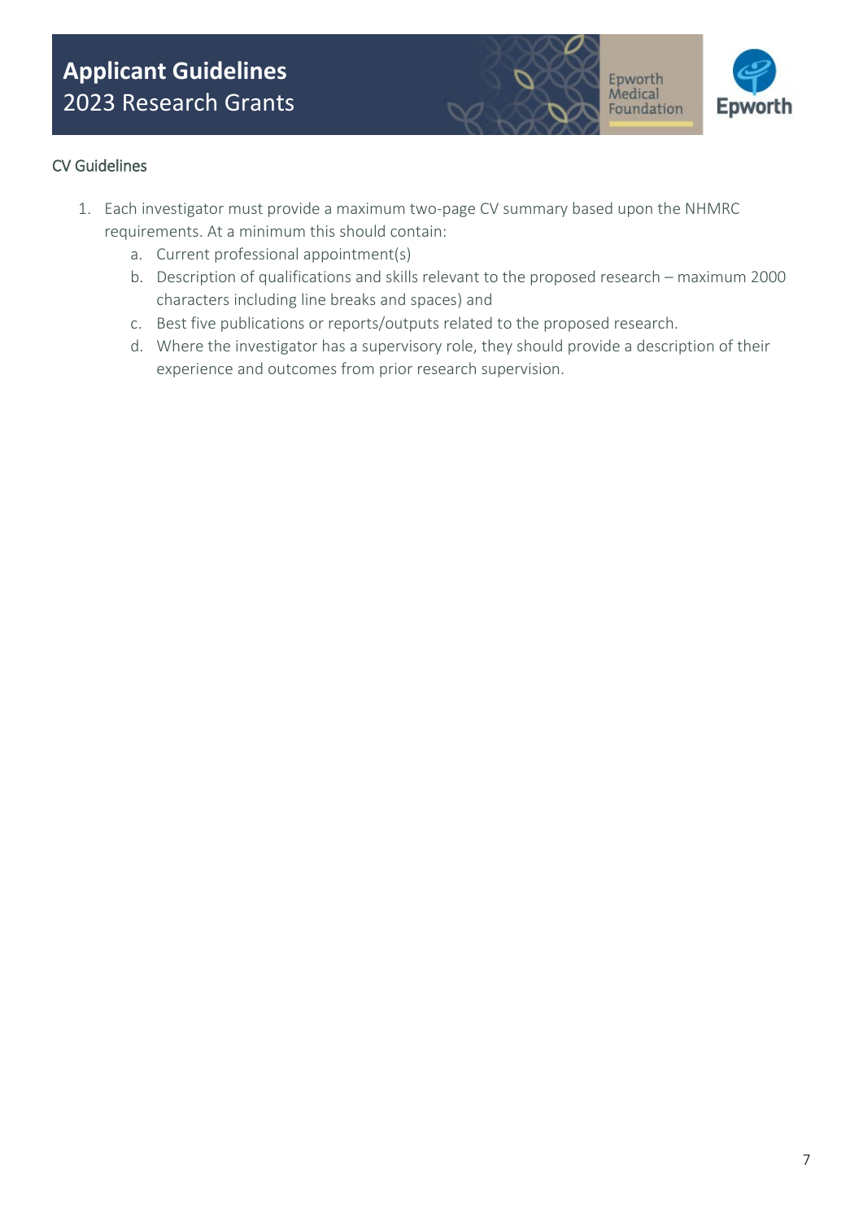## CV Guidelines

1. Each investigator must provide a maximum two-page CV summary based upon the NHMRC requirements. At a minimum this should contain:
   a. Current professional appointment(s)
   b. Description of qualifications and skills relevant to the proposed research – maximum 2000 characters including line breaks and spaces) and
   c. Best five publications or reports/outputs related to the proposed research.
   d. Where the investigator has a supervisory role, they should provide a description of their experience and outcomes from prior research supervision.